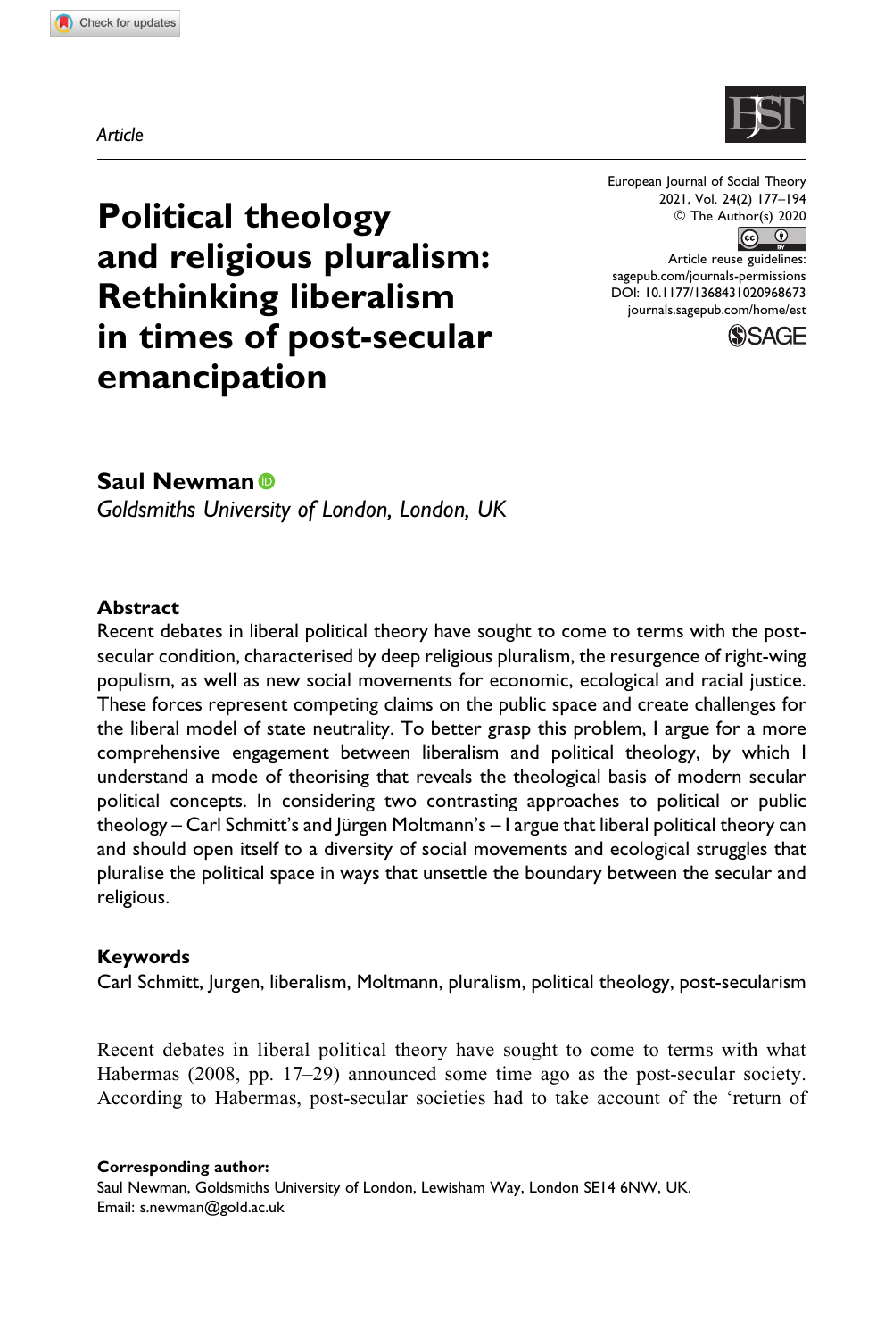*Article*

# Political theology and religious pluralism: Rethinking liberalism in times of post-secular emancipation

**Saul Newman**
*Goldsmiths University of London, London, UK*

### Abstract

Recent debates in liberal political theory have sought to come to terms with the post-secular condition, characterised by deep religious pluralism, the resurgence of right-wing populism, as well as new social movements for economic, ecological and racial justice. These forces represent competing claims on the public space and create challenges for the liberal model of state neutrality. To better grasp this problem, I argue for a more comprehensive engagement between liberalism and political theology, by which I understand a mode of theorising that reveals the theological basis of modern secular political concepts. In considering two contrasting approaches to political or public theology – Carl Schmitt's and Jürgen Moltmann's – I argue that liberal political theory can and should open itself to a diversity of social movements and ecological struggles that pluralise the political space in ways that unsettle the boundary between the secular and religious.

### Keywords

Carl Schmitt, Jurgen, liberalism, Moltmann, pluralism, political theology, post-secularism

Recent debates in liberal political theory have sought to come to terms with what Habermas (2008, pp. 17–29) announced some time ago as the post-secular society. According to Habermas, post-secular societies had to take account of the 'return of

**Corresponding author:**
Saul Newman, Goldsmiths University of London, Lewisham Way, London SE14 6NW, UK.
Email: s.newman@gold.ac.uk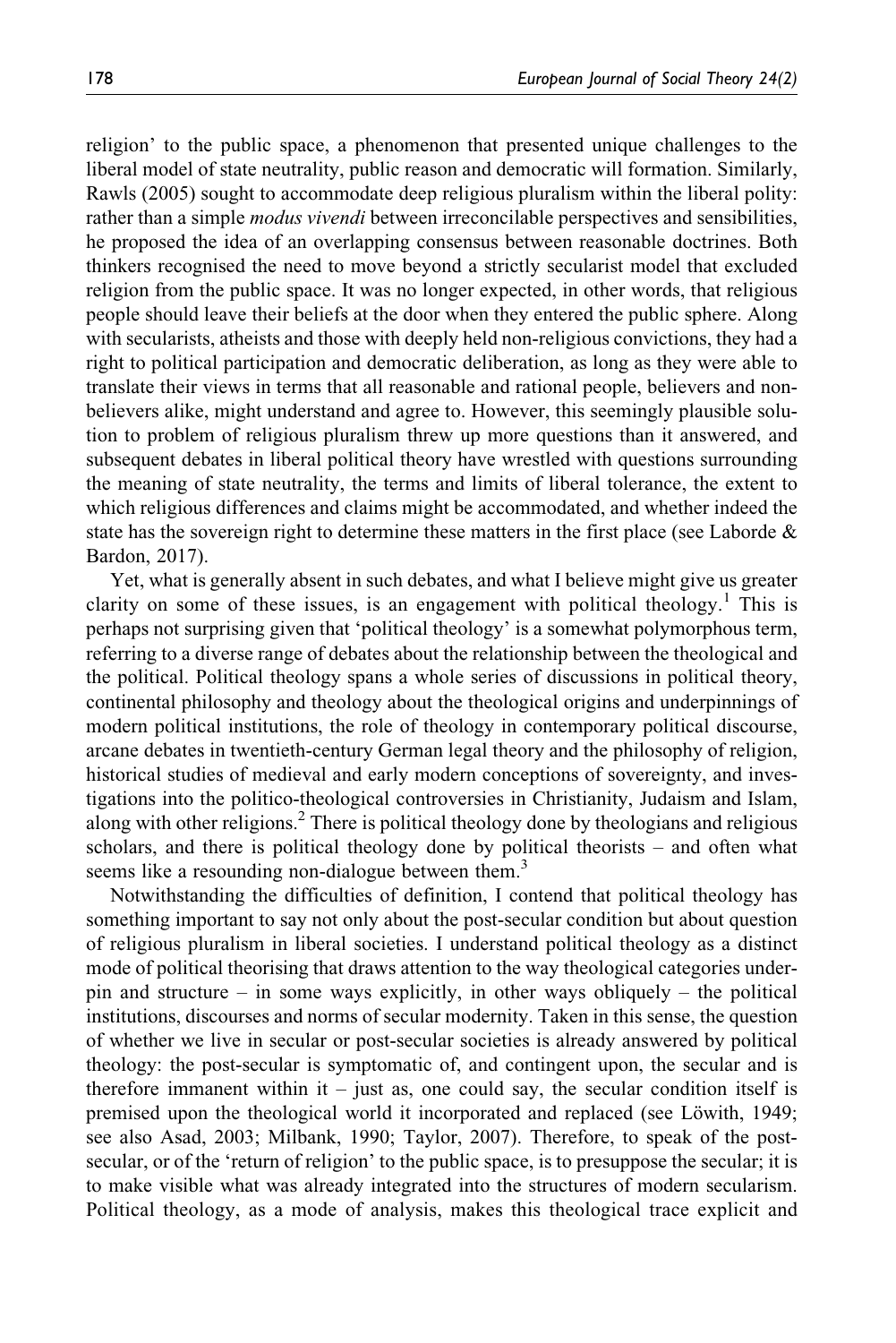religion' to the public space, a phenomenon that presented unique challenges to the liberal model of state neutrality, public reason and democratic will formation. Similarly, Rawls (2005) sought to accommodate deep religious pluralism within the liberal polity: rather than a simple *modus vivendi* between irreconcilable perspectives and sensibilities, he proposed the idea of an overlapping consensus between reasonable doctrines. Both thinkers recognised the need to move beyond a strictly secularist model that excluded religion from the public space. It was no longer expected, in other words, that religious people should leave their beliefs at the door when they entered the public sphere. Along with secularists, atheists and those with deeply held non-religious convictions, they had a right to political participation and democratic deliberation, as long as they were able to translate their views in terms that all reasonable and rational people, believers and non-believers alike, might understand and agree to. However, this seemingly plausible solution to problem of religious pluralism threw up more questions than it answered, and subsequent debates in liberal political theory have wrestled with questions surrounding the meaning of state neutrality, the terms and limits of liberal tolerance, the extent to which religious differences and claims might be accommodated, and whether indeed the state has the sovereign right to determine these matters in the first place (see Laborde & Bardon, 2017).

Yet, what is generally absent in such debates, and what I believe might give us greater clarity on some of these issues, is an engagement with political theology.[1] This is perhaps not surprising given that 'political theology' is a somewhat polymorphous term, referring to a diverse range of debates about the relationship between the theological and the political. Political theology spans a whole series of discussions in political theory, continental philosophy and theology about the theological origins and underpinnings of modern political institutions, the role of theology in contemporary political discourse, arcane debates in twentieth-century German legal theory and the philosophy of religion, historical studies of medieval and early modern conceptions of sovereignty, and investigations into the politico-theological controversies in Christianity, Judaism and Islam, along with other religions.[2] There is political theology done by theologians and religious scholars, and there is political theology done by political theorists – and often what seems like a resounding non-dialogue between them.[3]

Notwithstanding the difficulties of definition, I contend that political theology has something important to say not only about the post-secular condition but about question of religious pluralism in liberal societies. I understand political theology as a distinct mode of political theorising that draws attention to the way theological categories underpin and structure – in some ways explicitly, in other ways obliquely – the political institutions, discourses and norms of secular modernity. Taken in this sense, the question of whether we live in secular or post-secular societies is already answered by political theology: the post-secular is symptomatic of, and contingent upon, the secular and is therefore immanent within it – just as, one could say, the secular condition itself is premised upon the theological world it incorporated and replaced (see Löwith, 1949; see also Asad, 2003; Milbank, 1990; Taylor, 2007). Therefore, to speak of the post-secular, or of the 'return of religion' to the public space, is to presuppose the secular; it is to make visible what was already integrated into the structures of modern secularism. Political theology, as a mode of analysis, makes this theological trace explicit and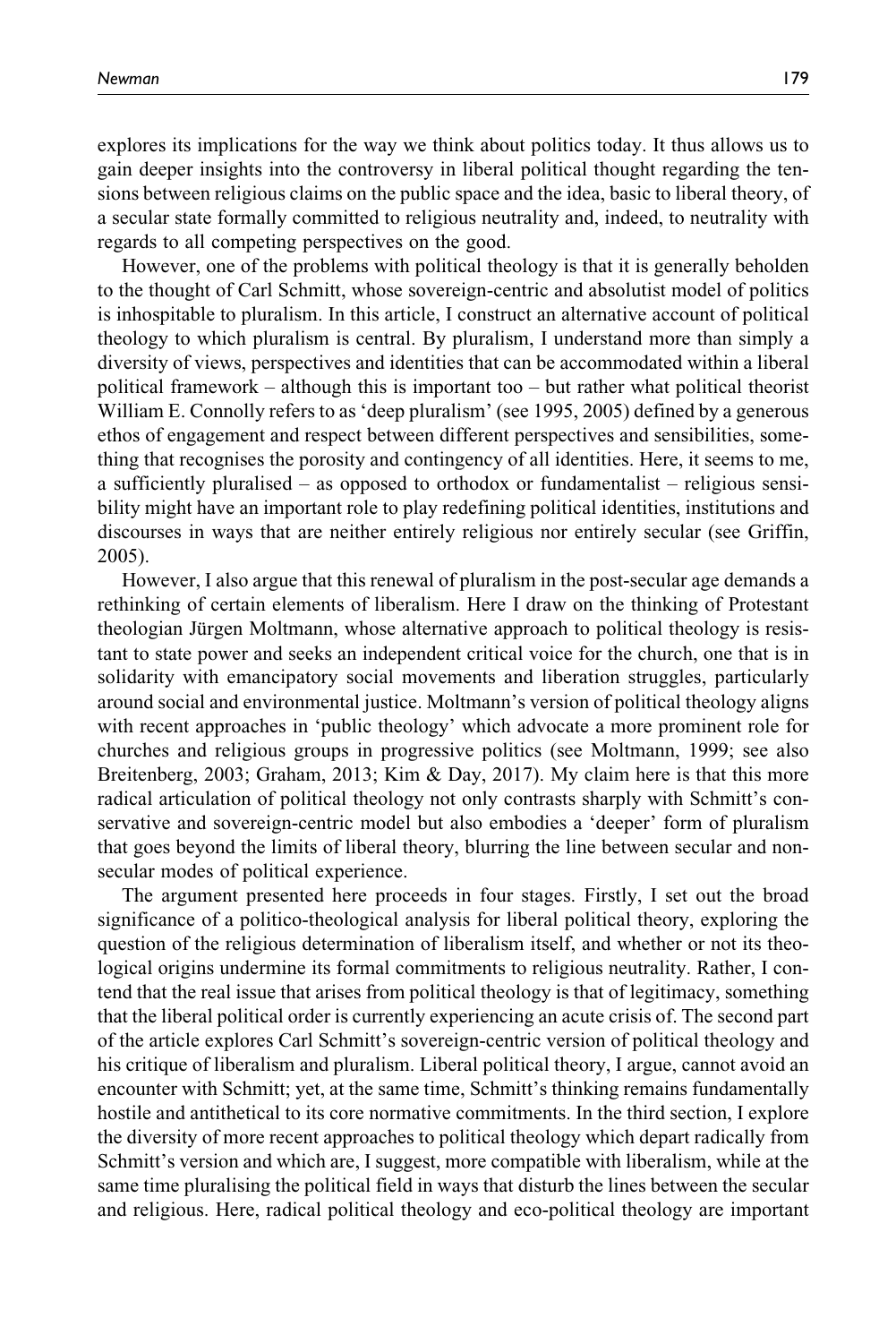explores its implications for the way we think about politics today. It thus allows us to gain deeper insights into the controversy in liberal political thought regarding the tensions between religious claims on the public space and the idea, basic to liberal theory, of a secular state formally committed to religious neutrality and, indeed, to neutrality with regards to all competing perspectives on the good.

However, one of the problems with political theology is that it is generally beholden to the thought of Carl Schmitt, whose sovereign-centric and absolutist model of politics is inhospitable to pluralism. In this article, I construct an alternative account of political theology to which pluralism is central. By pluralism, I understand more than simply a diversity of views, perspectives and identities that can be accommodated within a liberal political framework – although this is important too – but rather what political theorist William E. Connolly refers to as 'deep pluralism' (see 1995, 2005) defined by a generous ethos of engagement and respect between different perspectives and sensibilities, something that recognises the porosity and contingency of all identities. Here, it seems to me, a sufficiently pluralised – as opposed to orthodox or fundamentalist – religious sensibility might have an important role to play redefining political identities, institutions and discourses in ways that are neither entirely religious nor entirely secular (see Griffin, 2005).

However, I also argue that this renewal of pluralism in the post-secular age demands a rethinking of certain elements of liberalism. Here I draw on the thinking of Protestant theologian Jürgen Moltmann, whose alternative approach to political theology is resistant to state power and seeks an independent critical voice for the church, one that is in solidarity with emancipatory social movements and liberation struggles, particularly around social and environmental justice. Moltmann's version of political theology aligns with recent approaches in 'public theology' which advocate a more prominent role for churches and religious groups in progressive politics (see Moltmann, 1999; see also Breitenberg, 2003; Graham, 2013; Kim & Day, 2017). My claim here is that this more radical articulation of political theology not only contrasts sharply with Schmitt's conservative and sovereign-centric model but also embodies a 'deeper' form of pluralism that goes beyond the limits of liberal theory, blurring the line between secular and non-secular modes of political experience.

The argument presented here proceeds in four stages. Firstly, I set out the broad significance of a politico-theological analysis for liberal political theory, exploring the question of the religious determination of liberalism itself, and whether or not its theological origins undermine its formal commitments to religious neutrality. Rather, I contend that the real issue that arises from political theology is that of legitimacy, something that the liberal political order is currently experiencing an acute crisis of. The second part of the article explores Carl Schmitt's sovereign-centric version of political theology and his critique of liberalism and pluralism. Liberal political theory, I argue, cannot avoid an encounter with Schmitt; yet, at the same time, Schmitt's thinking remains fundamentally hostile and antithetical to its core normative commitments. In the third section, I explore the diversity of more recent approaches to political theology which depart radically from Schmitt's version and which are, I suggest, more compatible with liberalism, while at the same time pluralising the political field in ways that disturb the lines between the secular and religious. Here, radical political theology and eco-political theology are important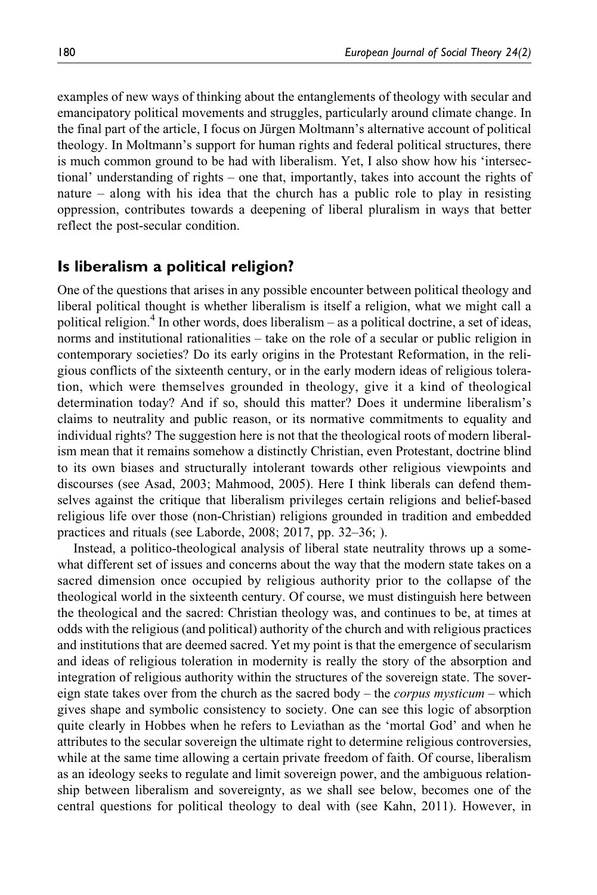examples of new ways of thinking about the entanglements of theology with secular and emancipatory political movements and struggles, particularly around climate change. In the final part of the article, I focus on Jürgen Moltmann's alternative account of political theology. In Moltmann's support for human rights and federal political structures, there is much common ground to be had with liberalism. Yet, I also show how his 'intersectional' understanding of rights – one that, importantly, takes into account the rights of nature – along with his idea that the church has a public role to play in resisting oppression, contributes towards a deepening of liberal pluralism in ways that better reflect the post-secular condition.

## Is liberalism a political religion?

One of the questions that arises in any possible encounter between political theology and liberal political thought is whether liberalism is itself a religion, what we might call a political religion.[4] In other words, does liberalism – as a political doctrine, a set of ideas, norms and institutional rationalities – take on the role of a secular or public religion in contemporary societies? Do its early origins in the Protestant Reformation, in the religious conflicts of the sixteenth century, or in the early modern ideas of religious toleration, which were themselves grounded in theology, give it a kind of theological determination today? And if so, should this matter? Does it undermine liberalism's claims to neutrality and public reason, or its normative commitments to equality and individual rights? The suggestion here is not that the theological roots of modern liberalism mean that it remains somehow a distinctly Christian, even Protestant, doctrine blind to its own biases and structurally intolerant towards other religious viewpoints and discourses (see Asad, 2003; Mahmood, 2005). Here I think liberals can defend themselves against the critique that liberalism privileges certain religions and belief-based religious life over those (non-Christian) religions grounded in tradition and embedded practices and rituals (see Laborde, 2008; 2017, pp. 32–36; ).

Instead, a politico-theological analysis of liberal state neutrality throws up a somewhat different set of issues and concerns about the way that the modern state takes on a sacred dimension once occupied by religious authority prior to the collapse of the theological world in the sixteenth century. Of course, we must distinguish here between the theological and the sacred: Christian theology was, and continues to be, at times at odds with the religious (and political) authority of the church and with religious practices and institutions that are deemed sacred. Yet my point is that the emergence of secularism and ideas of religious toleration in modernity is really the story of the absorption and integration of religious authority within the structures of the sovereign state. The sovereign state takes over from the church as the sacred body – the *corpus mysticum* – which gives shape and symbolic consistency to society. One can see this logic of absorption quite clearly in Hobbes when he refers to Leviathan as the 'mortal God' and when he attributes to the secular sovereign the ultimate right to determine religious controversies, while at the same time allowing a certain private freedom of faith. Of course, liberalism as an ideology seeks to regulate and limit sovereign power, and the ambiguous relationship between liberalism and sovereignty, as we shall see below, becomes one of the central questions for political theology to deal with (see Kahn, 2011). However, in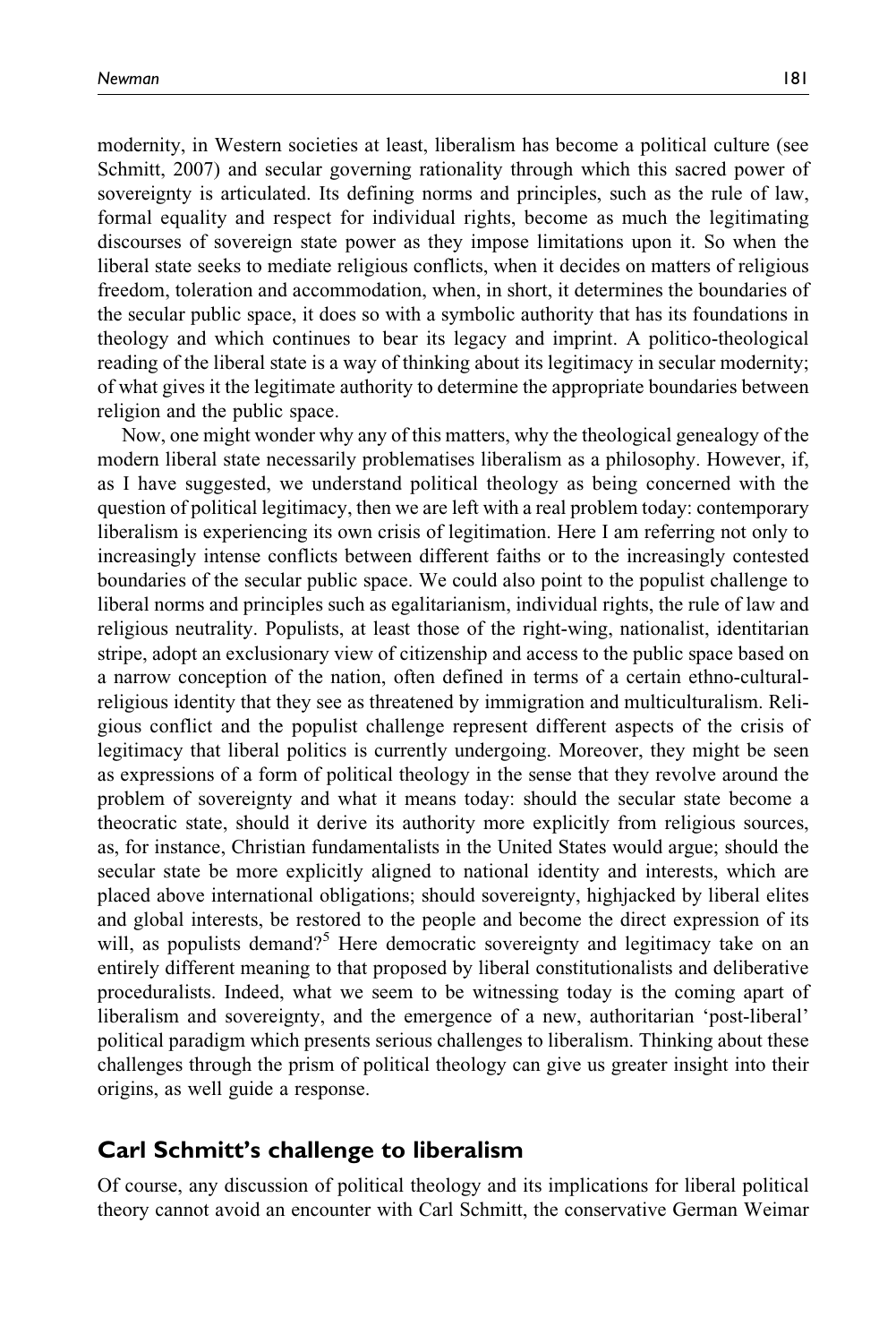modernity, in Western societies at least, liberalism has become a political culture (see Schmitt, 2007) and secular governing rationality through which this sacred power of sovereignty is articulated. Its defining norms and principles, such as the rule of law, formal equality and respect for individual rights, become as much the legitimating discourses of sovereign state power as they impose limitations upon it. So when the liberal state seeks to mediate religious conflicts, when it decides on matters of religious freedom, toleration and accommodation, when, in short, it determines the boundaries of the secular public space, it does so with a symbolic authority that has its foundations in theology and which continues to bear its legacy and imprint. A politico-theological reading of the liberal state is a way of thinking about its legitimacy in secular modernity; of what gives it the legitimate authority to determine the appropriate boundaries between religion and the public space.

Now, one might wonder why any of this matters, why the theological genealogy of the modern liberal state necessarily problematises liberalism as a philosophy. However, if, as I have suggested, we understand political theology as being concerned with the question of political legitimacy, then we are left with a real problem today: contemporary liberalism is experiencing its own crisis of legitimation. Here I am referring not only to increasingly intense conflicts between different faiths or to the increasingly contested boundaries of the secular public space. We could also point to the populist challenge to liberal norms and principles such as egalitarianism, individual rights, the rule of law and religious neutrality. Populists, at least those of the right-wing, nationalist, identitarian stripe, adopt an exclusionary view of citizenship and access to the public space based on a narrow conception of the nation, often defined in terms of a certain ethno-cultural-religious identity that they see as threatened by immigration and multiculturalism. Religious conflict and the populist challenge represent different aspects of the crisis of legitimacy that liberal politics is currently undergoing. Moreover, they might be seen as expressions of a form of political theology in the sense that they revolve around the problem of sovereignty and what it means today: should the secular state become a theocratic state, should it derive its authority more explicitly from religious sources, as, for instance, Christian fundamentalists in the United States would argue; should the secular state be more explicitly aligned to national identity and interests, which are placed above international obligations; should sovereignty, highjacked by liberal elites and global interests, be restored to the people and become the direct expression of its will, as populists demand?[5] Here democratic sovereignty and legitimacy take on an entirely different meaning to that proposed by liberal constitutionalists and deliberative proceduralists. Indeed, what we seem to be witnessing today is the coming apart of liberalism and sovereignty, and the emergence of a new, authoritarian 'post-liberal' political paradigm which presents serious challenges to liberalism. Thinking about these challenges through the prism of political theology can give us greater insight into their origins, as well guide a response.

## Carl Schmitt's challenge to liberalism

Of course, any discussion of political theology and its implications for liberal political theory cannot avoid an encounter with Carl Schmitt, the conservative German Weimar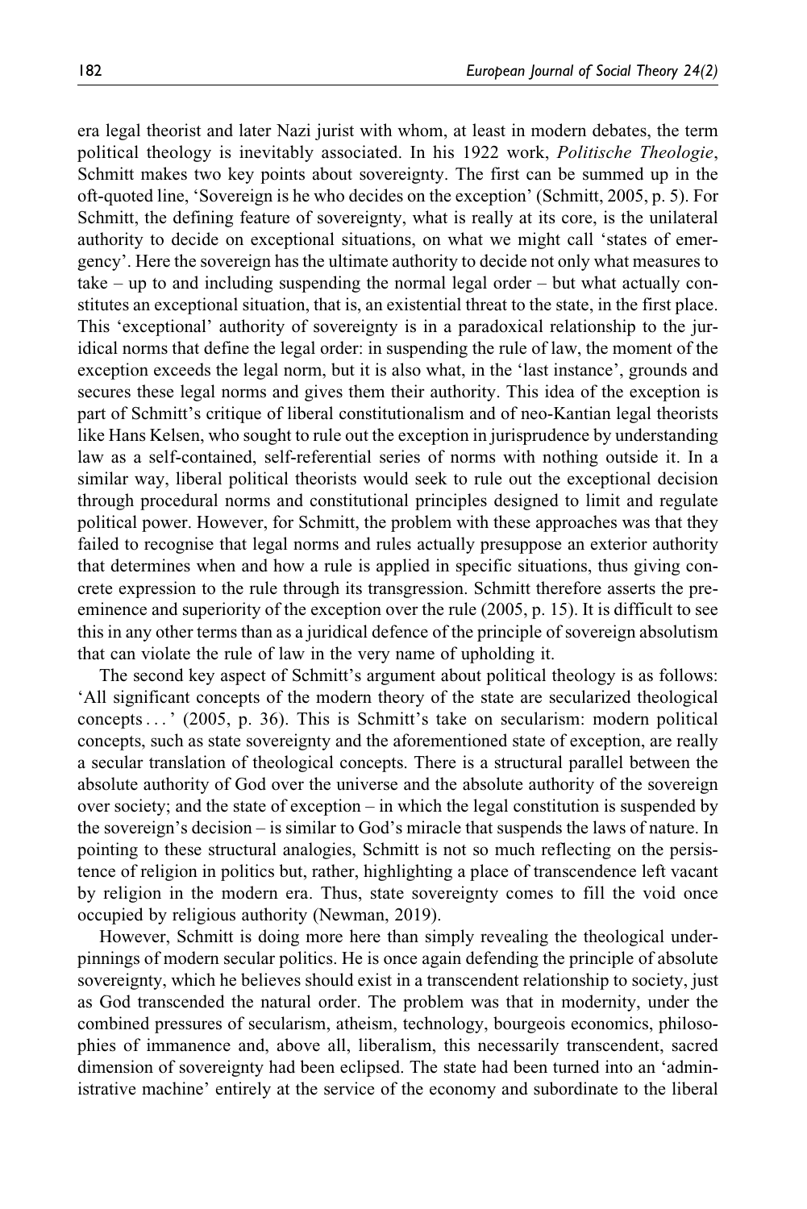era legal theorist and later Nazi jurist with whom, at least in modern debates, the term political theology is inevitably associated. In his 1922 work, *Politische Theologie*, Schmitt makes two key points about sovereignty. The first can be summed up in the oft-quoted line, 'Sovereign is he who decides on the exception' (Schmitt, 2005, p. 5). For Schmitt, the defining feature of sovereignty, what is really at its core, is the unilateral authority to decide on exceptional situations, on what we might call 'states of emergency'. Here the sovereign has the ultimate authority to decide not only what measures to take – up to and including suspending the normal legal order – but what actually constitutes an exceptional situation, that is, an existential threat to the state, in the first place. This 'exceptional' authority of sovereignty is in a paradoxical relationship to the juridical norms that define the legal order: in suspending the rule of law, the moment of the exception exceeds the legal norm, but it is also what, in the 'last instance', grounds and secures these legal norms and gives them their authority. This idea of the exception is part of Schmitt's critique of liberal constitutionalism and of neo-Kantian legal theorists like Hans Kelsen, who sought to rule out the exception in jurisprudence by understanding law as a self-contained, self-referential series of norms with nothing outside it. In a similar way, liberal political theorists would seek to rule out the exceptional decision through procedural norms and constitutional principles designed to limit and regulate political power. However, for Schmitt, the problem with these approaches was that they failed to recognise that legal norms and rules actually presuppose an exterior authority that determines when and how a rule is applied in specific situations, thus giving concrete expression to the rule through its transgression. Schmitt therefore asserts the pre-eminence and superiority of the exception over the rule (2005, p. 15). It is difficult to see this in any other terms than as a juridical defence of the principle of sovereign absolutism that can violate the rule of law in the very name of upholding it.

The second key aspect of Schmitt's argument about political theology is as follows: 'All significant concepts of the modern theory of the state are secularized theological concepts . . . ' (2005, p. 36). This is Schmitt's take on secularism: modern political concepts, such as state sovereignty and the aforementioned state of exception, are really a secular translation of theological concepts. There is a structural parallel between the absolute authority of God over the universe and the absolute authority of the sovereign over society; and the state of exception – in which the legal constitution is suspended by the sovereign's decision – is similar to God's miracle that suspends the laws of nature. In pointing to these structural analogies, Schmitt is not so much reflecting on the persistence of religion in politics but, rather, highlighting a place of transcendence left vacant by religion in the modern era. Thus, state sovereignty comes to fill the void once occupied by religious authority (Newman, 2019).

However, Schmitt is doing more here than simply revealing the theological underpinnings of modern secular politics. He is once again defending the principle of absolute sovereignty, which he believes should exist in a transcendent relationship to society, just as God transcended the natural order. The problem was that in modernity, under the combined pressures of secularism, atheism, technology, bourgeois economics, philosophies of immanence and, above all, liberalism, this necessarily transcendent, sacred dimension of sovereignty had been eclipsed. The state had been turned into an 'administrative machine' entirely at the service of the economy and subordinate to the liberal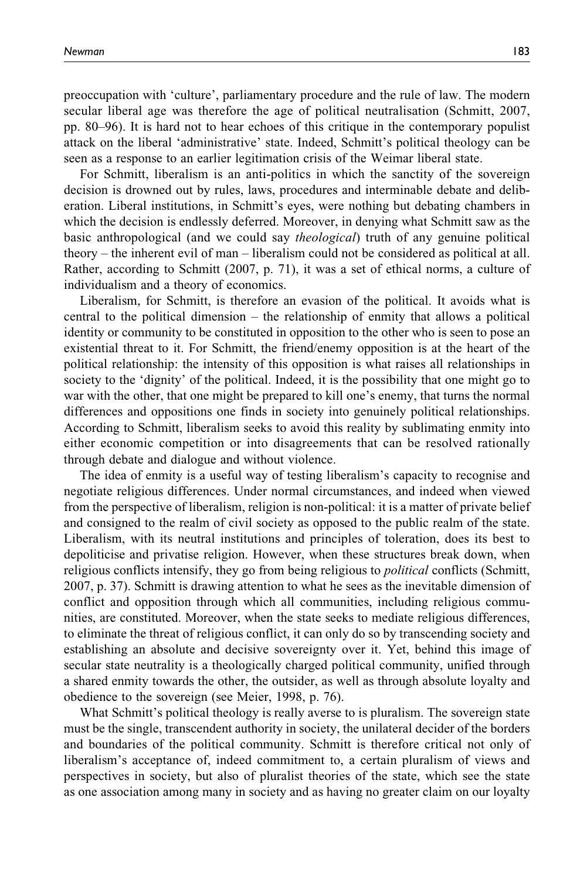preoccupation with 'culture', parliamentary procedure and the rule of law. The modern secular liberal age was therefore the age of political neutralisation (Schmitt, 2007, pp. 80–96). It is hard not to hear echoes of this critique in the contemporary populist attack on the liberal 'administrative' state. Indeed, Schmitt's political theology can be seen as a response to an earlier legitimation crisis of the Weimar liberal state.

For Schmitt, liberalism is an anti-politics in which the sanctity of the sovereign decision is drowned out by rules, laws, procedures and interminable debate and deliberation. Liberal institutions, in Schmitt's eyes, were nothing but debating chambers in which the decision is endlessly deferred. Moreover, in denying what Schmitt saw as the basic anthropological (and we could say *theological*) truth of any genuine political theory – the inherent evil of man – liberalism could not be considered as political at all. Rather, according to Schmitt (2007, p. 71), it was a set of ethical norms, a culture of individualism and a theory of economics.

Liberalism, for Schmitt, is therefore an evasion of the political. It avoids what is central to the political dimension – the relationship of enmity that allows a political identity or community to be constituted in opposition to the other who is seen to pose an existential threat to it. For Schmitt, the friend/enemy opposition is at the heart of the political relationship: the intensity of this opposition is what raises all relationships in society to the 'dignity' of the political. Indeed, it is the possibility that one might go to war with the other, that one might be prepared to kill one's enemy, that turns the normal differences and oppositions one finds in society into genuinely political relationships. According to Schmitt, liberalism seeks to avoid this reality by sublimating enmity into either economic competition or into disagreements that can be resolved rationally through debate and dialogue and without violence.

The idea of enmity is a useful way of testing liberalism's capacity to recognise and negotiate religious differences. Under normal circumstances, and indeed when viewed from the perspective of liberalism, religion is non-political: it is a matter of private belief and consigned to the realm of civil society as opposed to the public realm of the state. Liberalism, with its neutral institutions and principles of toleration, does its best to depoliticise and privatise religion. However, when these structures break down, when religious conflicts intensify, they go from being religious to *political* conflicts (Schmitt, 2007, p. 37). Schmitt is drawing attention to what he sees as the inevitable dimension of conflict and opposition through which all communities, including religious communities, are constituted. Moreover, when the state seeks to mediate religious differences, to eliminate the threat of religious conflict, it can only do so by transcending society and establishing an absolute and decisive sovereignty over it. Yet, behind this image of secular state neutrality is a theologically charged political community, unified through a shared enmity towards the other, the outsider, as well as through absolute loyalty and obedience to the sovereign (see Meier, 1998, p. 76).

What Schmitt's political theology is really averse to is pluralism. The sovereign state must be the single, transcendent authority in society, the unilateral decider of the borders and boundaries of the political community. Schmitt is therefore critical not only of liberalism's acceptance of, indeed commitment to, a certain pluralism of views and perspectives in society, but also of pluralist theories of the state, which see the state as one association among many in society and as having no greater claim on our loyalty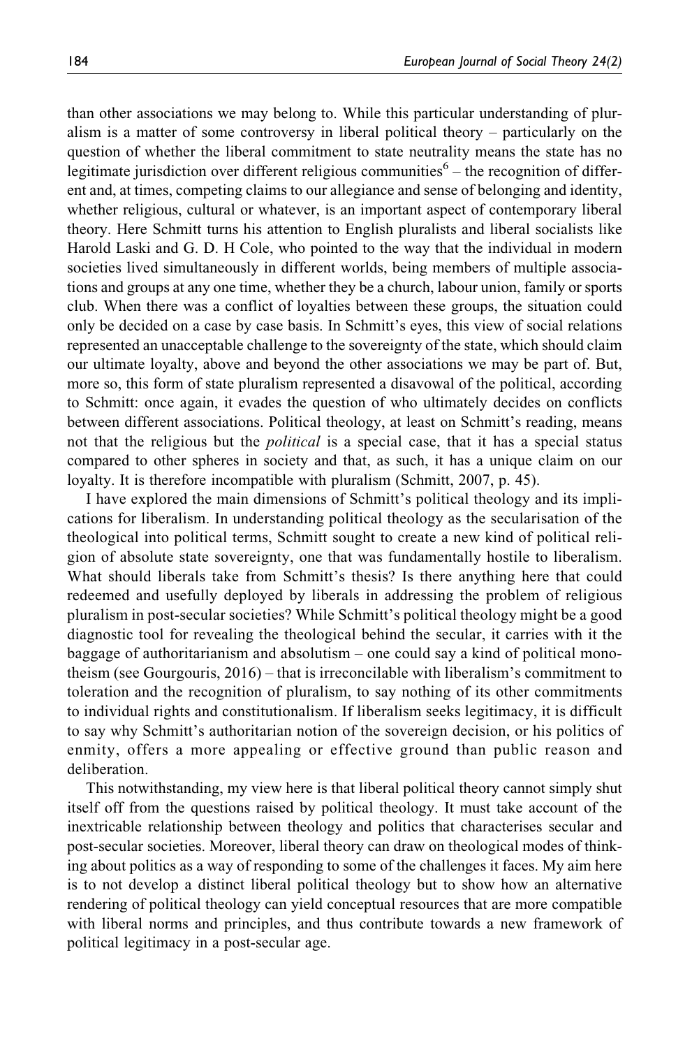than other associations we may belong to. While this particular understanding of pluralism is a matter of some controversy in liberal political theory – particularly on the question of whether the liberal commitment to state neutrality means the state has no legitimate jurisdiction over different religious communities[6] – the recognition of different and, at times, competing claims to our allegiance and sense of belonging and identity, whether religious, cultural or whatever, is an important aspect of contemporary liberal theory. Here Schmitt turns his attention to English pluralists and liberal socialists like Harold Laski and G. D. H Cole, who pointed to the way that the individual in modern societies lived simultaneously in different worlds, being members of multiple associations and groups at any one time, whether they be a church, labour union, family or sports club. When there was a conflict of loyalties between these groups, the situation could only be decided on a case by case basis. In Schmitt's eyes, this view of social relations represented an unacceptable challenge to the sovereignty of the state, which should claim our ultimate loyalty, above and beyond the other associations we may be part of. But, more so, this form of state pluralism represented a disavowal of the political, according to Schmitt: once again, it evades the question of who ultimately decides on conflicts between different associations. Political theology, at least on Schmitt's reading, means not that the religious but the *political* is a special case, that it has a special status compared to other spheres in society and that, as such, it has a unique claim on our loyalty. It is therefore incompatible with pluralism (Schmitt, 2007, p. 45).

I have explored the main dimensions of Schmitt's political theology and its implications for liberalism. In understanding political theology as the secularisation of the theological into political terms, Schmitt sought to create a new kind of political religion of absolute state sovereignty, one that was fundamentally hostile to liberalism. What should liberals take from Schmitt's thesis? Is there anything here that could redeemed and usefully deployed by liberals in addressing the problem of religious pluralism in post-secular societies? While Schmitt's political theology might be a good diagnostic tool for revealing the theological behind the secular, it carries with it the baggage of authoritarianism and absolutism – one could say a kind of political monotheism (see Gourgouris, 2016) – that is irreconcilable with liberalism's commitment to toleration and the recognition of pluralism, to say nothing of its other commitments to individual rights and constitutionalism. If liberalism seeks legitimacy, it is difficult to say why Schmitt's authoritarian notion of the sovereign decision, or his politics of enmity, offers a more appealing or effective ground than public reason and deliberation.

This notwithstanding, my view here is that liberal political theory cannot simply shut itself off from the questions raised by political theology. It must take account of the inextricable relationship between theology and politics that characterises secular and post-secular societies. Moreover, liberal theory can draw on theological modes of thinking about politics as a way of responding to some of the challenges it faces. My aim here is to not develop a distinct liberal political theology but to show how an alternative rendering of political theology can yield conceptual resources that are more compatible with liberal norms and principles, and thus contribute towards a new framework of political legitimacy in a post-secular age.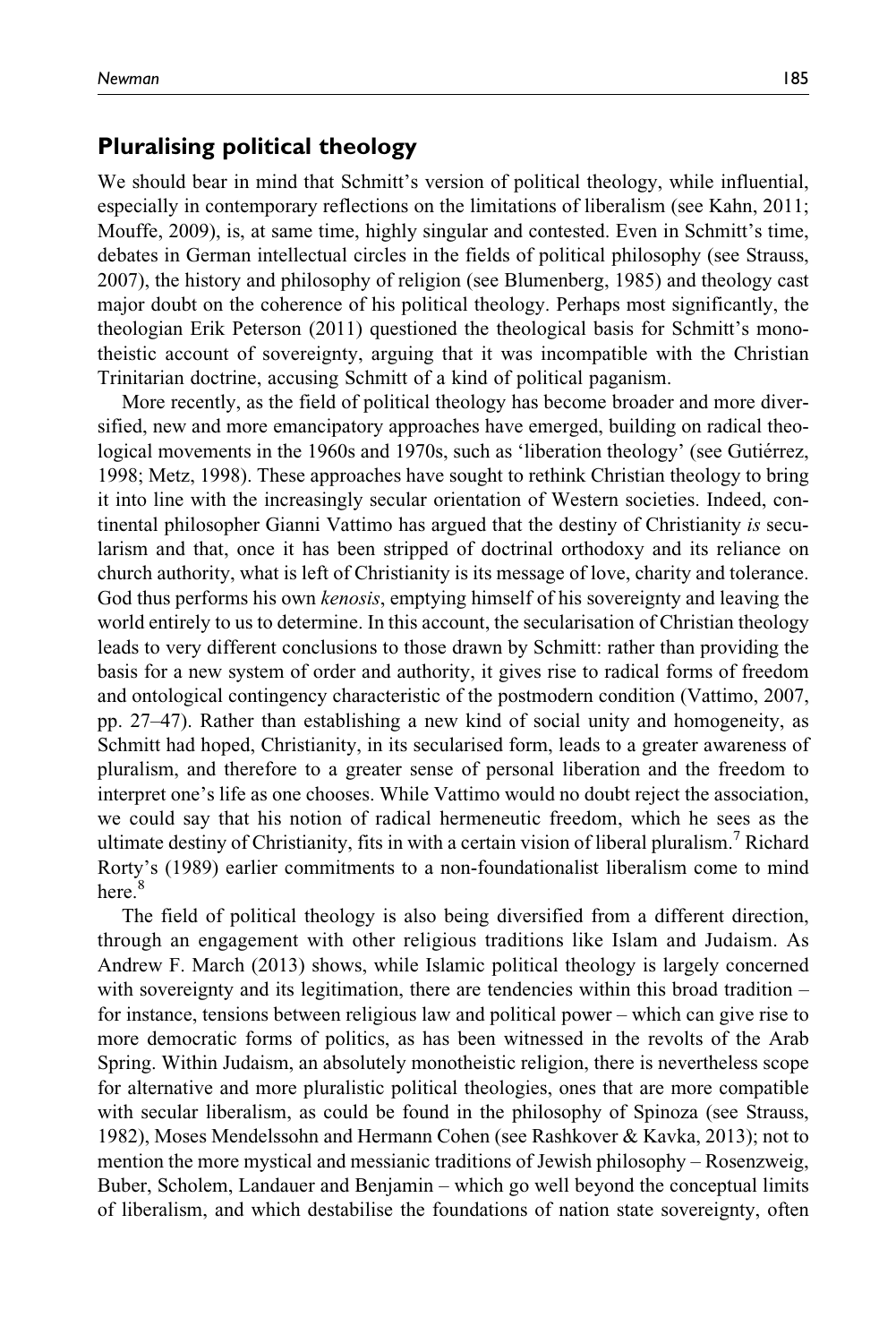## Pluralising political theology

We should bear in mind that Schmitt's version of political theology, while influential, especially in contemporary reflections on the limitations of liberalism (see Kahn, 2011; Mouffe, 2009), is, at same time, highly singular and contested. Even in Schmitt's time, debates in German intellectual circles in the fields of political philosophy (see Strauss, 2007), the history and philosophy of religion (see Blumenberg, 1985) and theology cast major doubt on the coherence of his political theology. Perhaps most significantly, the theologian Erik Peterson (2011) questioned the theological basis for Schmitt's monotheistic account of sovereignty, arguing that it was incompatible with the Christian Trinitarian doctrine, accusing Schmitt of a kind of political paganism.

More recently, as the field of political theology has become broader and more diversified, new and more emancipatory approaches have emerged, building on radical theological movements in the 1960s and 1970s, such as 'liberation theology' (see Gutiérrez, 1998; Metz, 1998). These approaches have sought to rethink Christian theology to bring it into line with the increasingly secular orientation of Western societies. Indeed, continental philosopher Gianni Vattimo has argued that the destiny of Christianity *is* secularism and that, once it has been stripped of doctrinal orthodoxy and its reliance on church authority, what is left of Christianity is its message of love, charity and tolerance. God thus performs his own *kenosis*, emptying himself of his sovereignty and leaving the world entirely to us to determine. In this account, the secularisation of Christian theology leads to very different conclusions to those drawn by Schmitt: rather than providing the basis for a new system of order and authority, it gives rise to radical forms of freedom and ontological contingency characteristic of the postmodern condition (Vattimo, 2007, pp. 27–47). Rather than establishing a new kind of social unity and homogeneity, as Schmitt had hoped, Christianity, in its secularised form, leads to a greater awareness of pluralism, and therefore to a greater sense of personal liberation and the freedom to interpret one's life as one chooses. While Vattimo would no doubt reject the association, we could say that his notion of radical hermeneutic freedom, which he sees as the ultimate destiny of Christianity, fits in with a certain vision of liberal pluralism.[7] Richard Rorty's (1989) earlier commitments to a non-foundationalist liberalism come to mind here.[8]

The field of political theology is also being diversified from a different direction, through an engagement with other religious traditions like Islam and Judaism. As Andrew F. March (2013) shows, while Islamic political theology is largely concerned with sovereignty and its legitimation, there are tendencies within this broad tradition – for instance, tensions between religious law and political power – which can give rise to more democratic forms of politics, as has been witnessed in the revolts of the Arab Spring. Within Judaism, an absolutely monotheistic religion, there is nevertheless scope for alternative and more pluralistic political theologies, ones that are more compatible with secular liberalism, as could be found in the philosophy of Spinoza (see Strauss, 1982), Moses Mendelssohn and Hermann Cohen (see Rashkover & Kavka, 2013); not to mention the more mystical and messianic traditions of Jewish philosophy – Rosenzweig, Buber, Scholem, Landauer and Benjamin – which go well beyond the conceptual limits of liberalism, and which destabilise the foundations of nation state sovereignty, often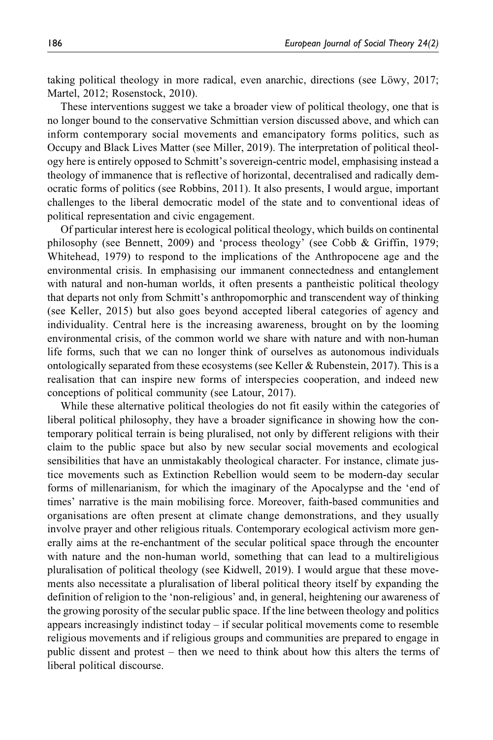taking political theology in more radical, even anarchic, directions (see Löwy, 2017; Martel, 2012; Rosenstock, 2010).

These interventions suggest we take a broader view of political theology, one that is no longer bound to the conservative Schmittian version discussed above, and which can inform contemporary social movements and emancipatory forms politics, such as Occupy and Black Lives Matter (see Miller, 2019). The interpretation of political theology here is entirely opposed to Schmitt's sovereign-centric model, emphasising instead a theology of immanence that is reflective of horizontal, decentralised and radically democratic forms of politics (see Robbins, 2011). It also presents, I would argue, important challenges to the liberal democratic model of the state and to conventional ideas of political representation and civic engagement.

Of particular interest here is ecological political theology, which builds on continental philosophy (see Bennett, 2009) and 'process theology' (see Cobb & Griffin, 1979; Whitehead, 1979) to respond to the implications of the Anthropocene age and the environmental crisis. In emphasising our immanent connectedness and entanglement with natural and non-human worlds, it often presents a pantheistic political theology that departs not only from Schmitt's anthropomorphic and transcendent way of thinking (see Keller, 2015) but also goes beyond accepted liberal categories of agency and individuality. Central here is the increasing awareness, brought on by the looming environmental crisis, of the common world we share with nature and with non-human life forms, such that we can no longer think of ourselves as autonomous individuals ontologically separated from these ecosystems (see Keller & Rubenstein, 2017). This is a realisation that can inspire new forms of interspecies cooperation, and indeed new conceptions of political community (see Latour, 2017).

While these alternative political theologies do not fit easily within the categories of liberal political philosophy, they have a broader significance in showing how the contemporary political terrain is being pluralised, not only by different religions with their claim to the public space but also by new secular social movements and ecological sensibilities that have an unmistakably theological character. For instance, climate justice movements such as Extinction Rebellion would seem to be modern-day secular forms of millenarianism, for which the imaginary of the Apocalypse and the 'end of times' narrative is the main mobilising force. Moreover, faith-based communities and organisations are often present at climate change demonstrations, and they usually involve prayer and other religious rituals. Contemporary ecological activism more generally aims at the re-enchantment of the secular political space through the encounter with nature and the non-human world, something that can lead to a multireligious pluralisation of political theology (see Kidwell, 2019). I would argue that these movements also necessitate a pluralisation of liberal political theory itself by expanding the definition of religion to the 'non-religious' and, in general, heightening our awareness of the growing porosity of the secular public space. If the line between theology and politics appears increasingly indistinct today – if secular political movements come to resemble religious movements and if religious groups and communities are prepared to engage in public dissent and protest – then we need to think about how this alters the terms of liberal political discourse.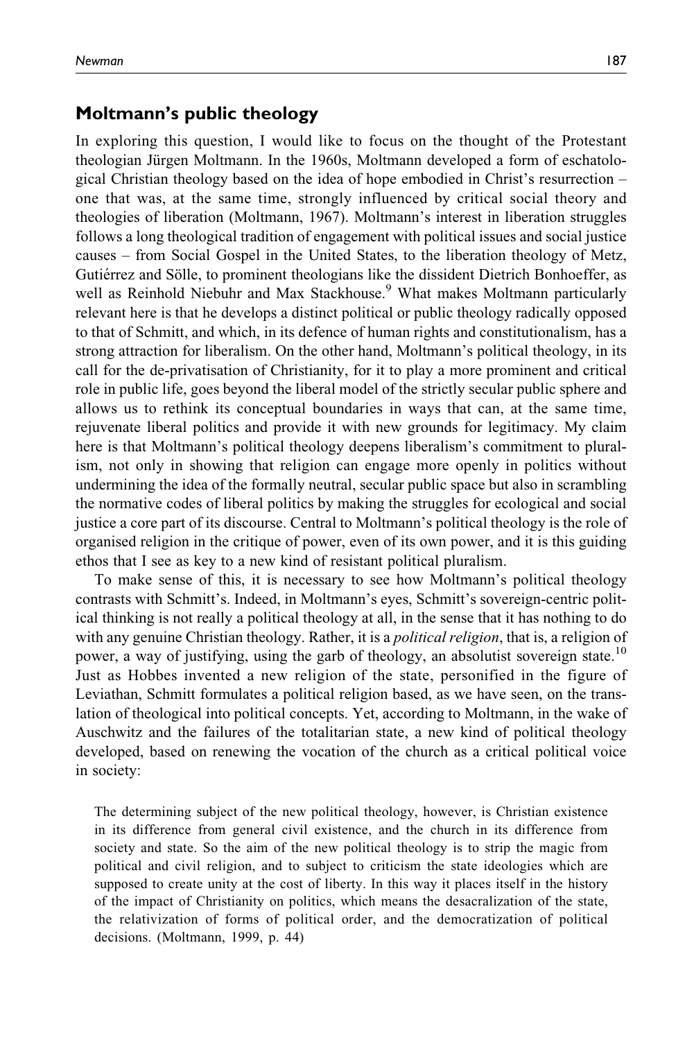## Moltmann's public theology

In exploring this question, I would like to focus on the thought of the Protestant theologian Jürgen Moltmann. In the 1960s, Moltmann developed a form of eschatological Christian theology based on the idea of hope embodied in Christ's resurrection – one that was, at the same time, strongly influenced by critical social theory and theologies of liberation (Moltmann, 1967). Moltmann's interest in liberation struggles follows a long theological tradition of engagement with political issues and social justice causes – from Social Gospel in the United States, to the liberation theology of Metz, Gutiérrez and Sölle, to prominent theologians like the dissident Dietrich Bonhoeffer, as well as Reinhold Niebuhr and Max Stackhouse.[9] What makes Moltmann particularly relevant here is that he develops a distinct political or public theology radically opposed to that of Schmitt, and which, in its defence of human rights and constitutionalism, has a strong attraction for liberalism. On the other hand, Moltmann's political theology, in its call for the de-privatisation of Christianity, for it to play a more prominent and critical role in public life, goes beyond the liberal model of the strictly secular public sphere and allows us to rethink its conceptual boundaries in ways that can, at the same time, rejuvenate liberal politics and provide it with new grounds for legitimacy. My claim here is that Moltmann's political theology deepens liberalism's commitment to pluralism, not only in showing that religion can engage more openly in politics without undermining the idea of the formally neutral, secular public space but also in scrambling the normative codes of liberal politics by making the struggles for ecological and social justice a core part of its discourse. Central to Moltmann's political theology is the role of organised religion in the critique of power, even of its own power, and it is this guiding ethos that I see as key to a new kind of resistant political pluralism.

To make sense of this, it is necessary to see how Moltmann's political theology contrasts with Schmitt's. Indeed, in Moltmann's eyes, Schmitt's sovereign-centric political thinking is not really a political theology at all, in the sense that it has nothing to do with any genuine Christian theology. Rather, it is a *political religion*, that is, a religion of power, a way of justifying, using the garb of theology, an absolutist sovereign state.[10] Just as Hobbes invented a new religion of the state, personified in the figure of Leviathan, Schmitt formulates a political religion based, as we have seen, on the translation of theological into political concepts. Yet, according to Moltmann, in the wake of Auschwitz and the failures of the totalitarian state, a new kind of political theology developed, based on renewing the vocation of the church as a critical political voice in society:

> The determining subject of the new political theology, however, is Christian existence in its difference from general civil existence, and the church in its difference from society and state. So the aim of the new political theology is to strip the magic from political and civil religion, and to subject to criticism the state ideologies which are supposed to create unity at the cost of liberty. In this way it places itself in the history of the impact of Christianity on politics, which means the desacralization of the state, the relativization of forms of political order, and the democratization of political decisions. (Moltmann, 1999, p. 44)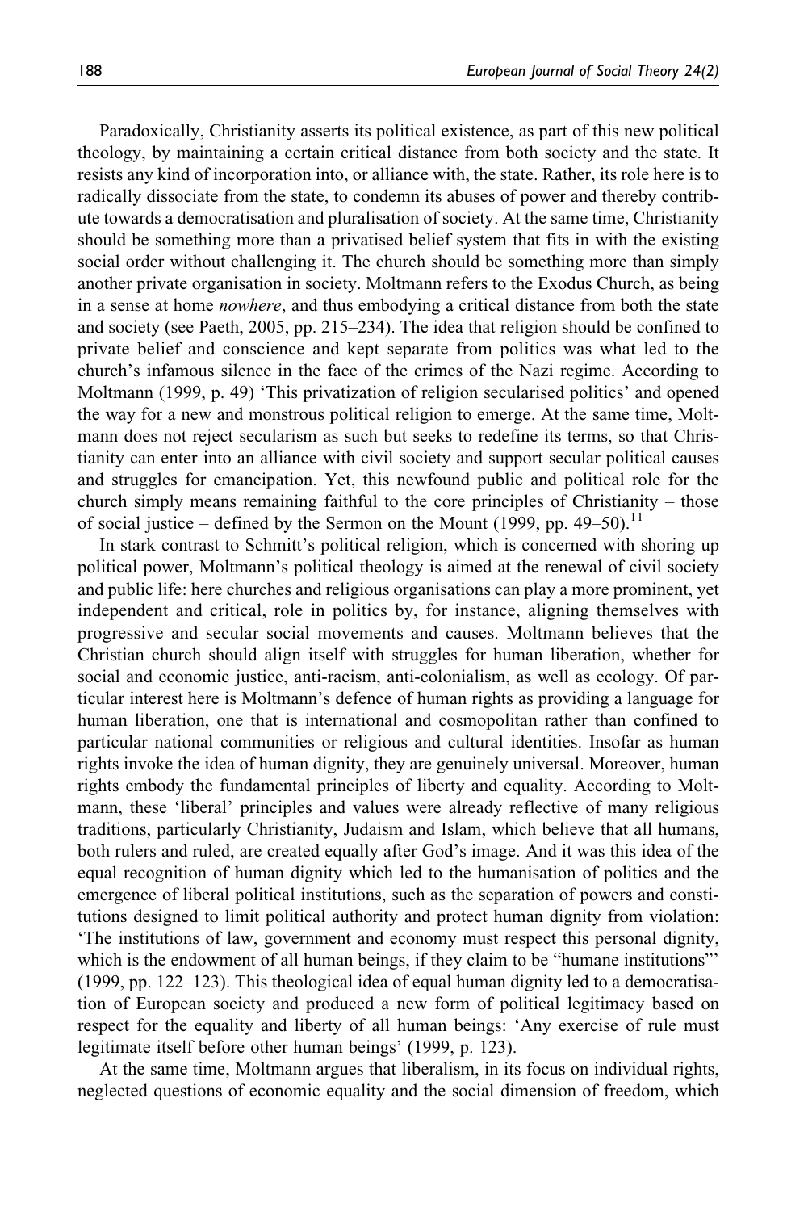Paradoxically, Christianity asserts its political existence, as part of this new political theology, by maintaining a certain critical distance from both society and the state. It resists any kind of incorporation into, or alliance with, the state. Rather, its role here is to radically dissociate from the state, to condemn its abuses of power and thereby contribute towards a democratisation and pluralisation of society. At the same time, Christianity should be something more than a privatised belief system that fits in with the existing social order without challenging it. The church should be something more than simply another private organisation in society. Moltmann refers to the Exodus Church, as being in a sense at home *nowhere*, and thus embodying a critical distance from both the state and society (see Paeth, 2005, pp. 215–234). The idea that religion should be confined to private belief and conscience and kept separate from politics was what led to the church's infamous silence in the face of the crimes of the Nazi regime. According to Moltmann (1999, p. 49) 'This privatization of religion secularised politics' and opened the way for a new and monstrous political religion to emerge. At the same time, Moltmann does not reject secularism as such but seeks to redefine its terms, so that Christianity can enter into an alliance with civil society and support secular political causes and struggles for emancipation. Yet, this newfound public and political role for the church simply means remaining faithful to the core principles of Christianity – those of social justice – defined by the Sermon on the Mount (1999, pp. 49–50).[11]

In stark contrast to Schmitt's political religion, which is concerned with shoring up political power, Moltmann's political theology is aimed at the renewal of civil society and public life: here churches and religious organisations can play a more prominent, yet independent and critical, role in politics by, for instance, aligning themselves with progressive and secular social movements and causes. Moltmann believes that the Christian church should align itself with struggles for human liberation, whether for social and economic justice, anti-racism, anti-colonialism, as well as ecology. Of particular interest here is Moltmann's defence of human rights as providing a language for human liberation, one that is international and cosmopolitan rather than confined to particular national communities or religious and cultural identities. Insofar as human rights invoke the idea of human dignity, they are genuinely universal. Moreover, human rights embody the fundamental principles of liberty and equality. According to Moltmann, these 'liberal' principles and values were already reflective of many religious traditions, particularly Christianity, Judaism and Islam, which believe that all humans, both rulers and ruled, are created equally after God's image. And it was this idea of the equal recognition of human dignity which led to the humanisation of politics and the emergence of liberal political institutions, such as the separation of powers and constitutions designed to limit political authority and protect human dignity from violation: 'The institutions of law, government and economy must respect this personal dignity, which is the endowment of all human beings, if they claim to be "humane institutions"' (1999, pp. 122–123). This theological idea of equal human dignity led to a democratisation of European society and produced a new form of political legitimacy based on respect for the equality and liberty of all human beings: 'Any exercise of rule must legitimate itself before other human beings' (1999, p. 123).

At the same time, Moltmann argues that liberalism, in its focus on individual rights, neglected questions of economic equality and the social dimension of freedom, which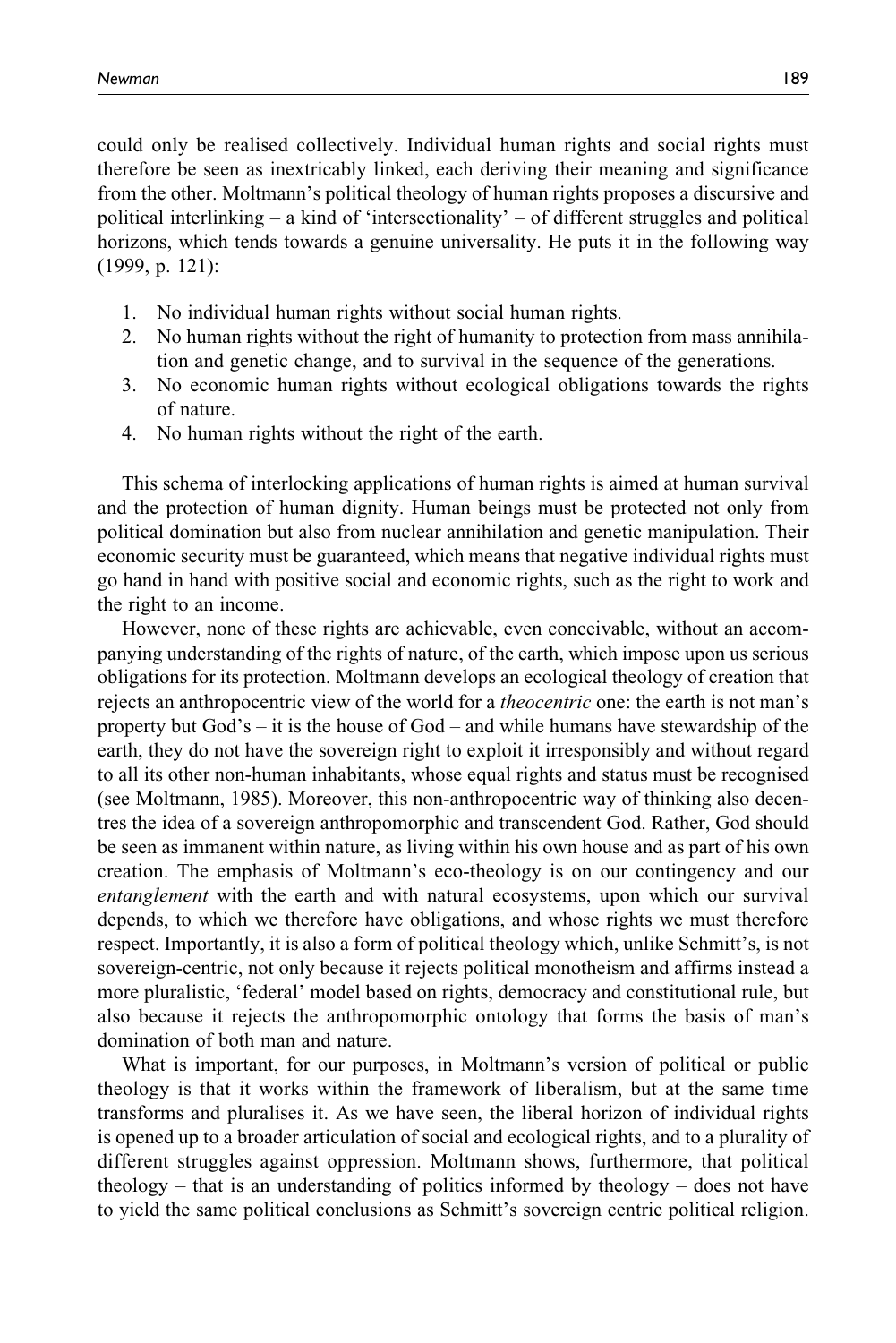could only be realised collectively. Individual human rights and social rights must therefore be seen as inextricably linked, each deriving their meaning and significance from the other. Moltmann's political theology of human rights proposes a discursive and political interlinking – a kind of 'intersectionality' – of different struggles and political horizons, which tends towards a genuine universality. He puts it in the following way (1999, p. 121):

1. No individual human rights without social human rights.
2. No human rights without the right of humanity to protection from mass annihilation and genetic change, and to survival in the sequence of the generations.
3. No economic human rights without ecological obligations towards the rights of nature.
4. No human rights without the right of the earth.

This schema of interlocking applications of human rights is aimed at human survival and the protection of human dignity. Human beings must be protected not only from political domination but also from nuclear annihilation and genetic manipulation. Their economic security must be guaranteed, which means that negative individual rights must go hand in hand with positive social and economic rights, such as the right to work and the right to an income.

However, none of these rights are achievable, even conceivable, without an accompanying understanding of the rights of nature, of the earth, which impose upon us serious obligations for its protection. Moltmann develops an ecological theology of creation that rejects an anthropocentric view of the world for a *theocentric* one: the earth is not man's property but God's – it is the house of God – and while humans have stewardship of the earth, they do not have the sovereign right to exploit it irresponsibly and without regard to all its other non-human inhabitants, whose equal rights and status must be recognised (see Moltmann, 1985). Moreover, this non-anthropocentric way of thinking also decentres the idea of a sovereign anthropomorphic and transcendent God. Rather, God should be seen as immanent within nature, as living within his own house and as part of his own creation. The emphasis of Moltmann's eco-theology is on our contingency and our *entanglement* with the earth and with natural ecosystems, upon which our survival depends, to which we therefore have obligations, and whose rights we must therefore respect. Importantly, it is also a form of political theology which, unlike Schmitt's, is not sovereign-centric, not only because it rejects political monotheism and affirms instead a more pluralistic, 'federal' model based on rights, democracy and constitutional rule, but also because it rejects the anthropomorphic ontology that forms the basis of man's domination of both man and nature.

What is important, for our purposes, in Moltmann's version of political or public theology is that it works within the framework of liberalism, but at the same time transforms and pluralises it. As we have seen, the liberal horizon of individual rights is opened up to a broader articulation of social and ecological rights, and to a plurality of different struggles against oppression. Moltmann shows, furthermore, that political theology – that is an understanding of politics informed by theology – does not have to yield the same political conclusions as Schmitt's sovereign centric political religion.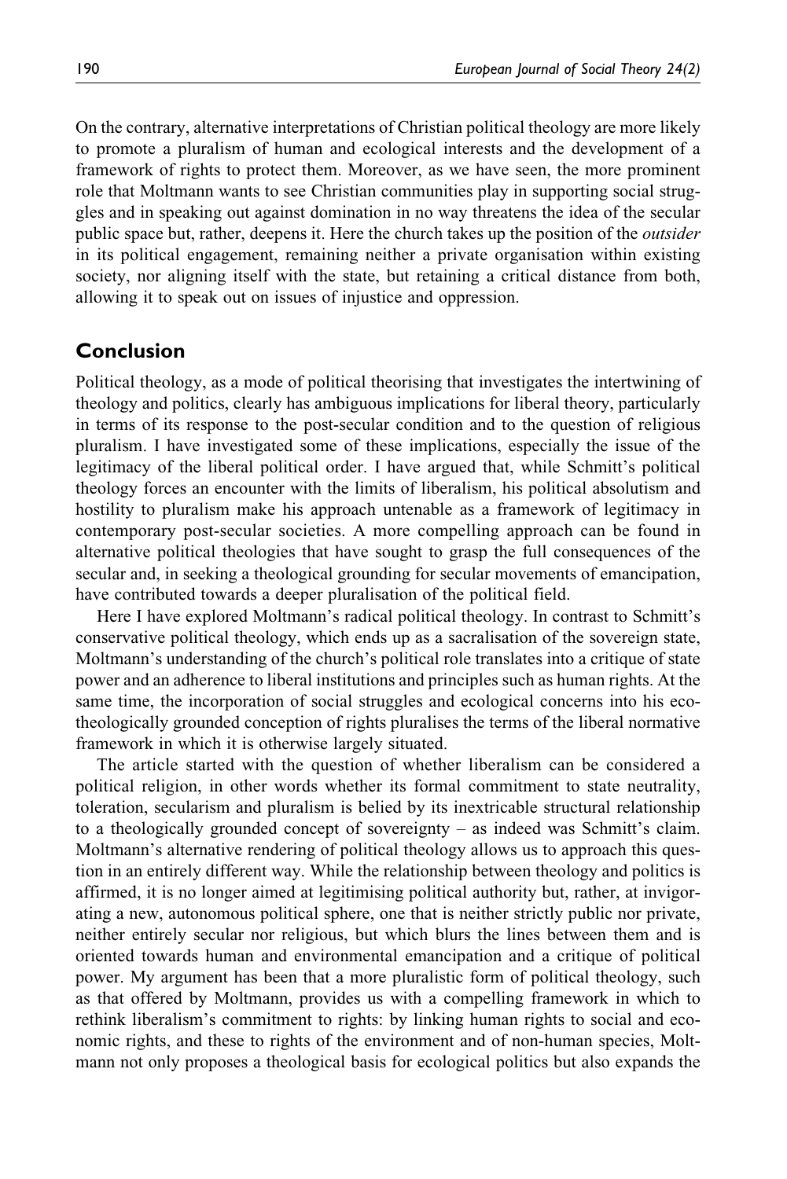On the contrary, alternative interpretations of Christian political theology are more likely to promote a pluralism of human and ecological interests and the development of a framework of rights to protect them. Moreover, as we have seen, the more prominent role that Moltmann wants to see Christian communities play in supporting social struggles and in speaking out against domination in no way threatens the idea of the secular public space but, rather, deepens it. Here the church takes up the position of the *outsider* in its political engagement, remaining neither a private organisation within existing society, nor aligning itself with the state, but retaining a critical distance from both, allowing it to speak out on issues of injustice and oppression.

## Conclusion

Political theology, as a mode of political theorising that investigates the intertwining of theology and politics, clearly has ambiguous implications for liberal theory, particularly in terms of its response to the post-secular condition and to the question of religious pluralism. I have investigated some of these implications, especially the issue of the legitimacy of the liberal political order. I have argued that, while Schmitt's political theology forces an encounter with the limits of liberalism, his political absolutism and hostility to pluralism make his approach untenable as a framework of legitimacy in contemporary post-secular societies. A more compelling approach can be found in alternative political theologies that have sought to grasp the full consequences of the secular and, in seeking a theological grounding for secular movements of emancipation, have contributed towards a deeper pluralisation of the political field.

Here I have explored Moltmann's radical political theology. In contrast to Schmitt's conservative political theology, which ends up as a sacralisation of the sovereign state, Moltmann's understanding of the church's political role translates into a critique of state power and an adherence to liberal institutions and principles such as human rights. At the same time, the incorporation of social struggles and ecological concerns into his eco-theologically grounded conception of rights pluralises the terms of the liberal normative framework in which it is otherwise largely situated.

The article started with the question of whether liberalism can be considered a political religion, in other words whether its formal commitment to state neutrality, toleration, secularism and pluralism is belied by its inextricable structural relationship to a theologically grounded concept of sovereignty – as indeed was Schmitt's claim. Moltmann's alternative rendering of political theology allows us to approach this question in an entirely different way. While the relationship between theology and politics is affirmed, it is no longer aimed at legitimising political authority but, rather, at invigorating a new, autonomous political sphere, one that is neither strictly public nor private, neither entirely secular nor religious, but which blurs the lines between them and is oriented towards human and environmental emancipation and a critique of political power. My argument has been that a more pluralistic form of political theology, such as that offered by Moltmann, provides us with a compelling framework in which to rethink liberalism's commitment to rights: by linking human rights to social and economic rights, and these to rights of the environment and of non-human species, Moltmann not only proposes a theological basis for ecological politics but also expands the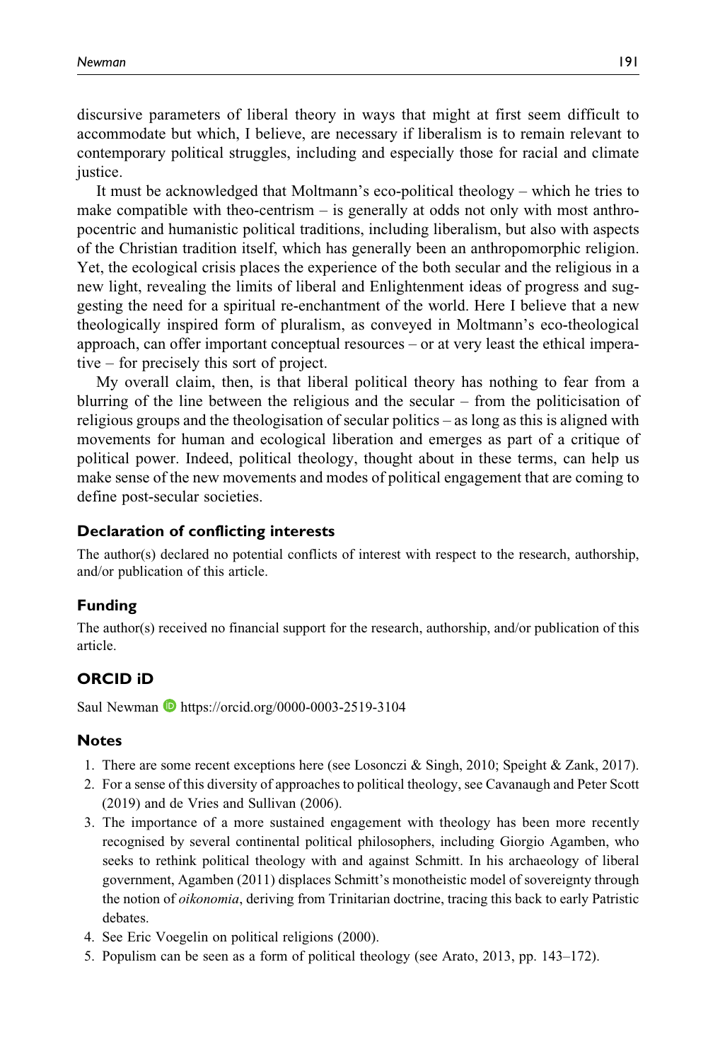discursive parameters of liberal theory in ways that might at first seem difficult to accommodate but which, I believe, are necessary if liberalism is to remain relevant to contemporary political struggles, including and especially those for racial and climate justice.

It must be acknowledged that Moltmann's eco-political theology – which he tries to make compatible with theo-centrism – is generally at odds not only with most anthropocentric and humanistic political traditions, including liberalism, but also with aspects of the Christian tradition itself, which has generally been an anthropomorphic religion. Yet, the ecological crisis places the experience of the both secular and the religious in a new light, revealing the limits of liberal and Enlightenment ideas of progress and suggesting the need for a spiritual re-enchantment of the world. Here I believe that a new theologically inspired form of pluralism, as conveyed in Moltmann's eco-theological approach, can offer important conceptual resources – or at very least the ethical imperative – for precisely this sort of project.

My overall claim, then, is that liberal political theory has nothing to fear from a blurring of the line between the religious and the secular – from the politicisation of religious groups and the theologisation of secular politics – as long as this is aligned with movements for human and ecological liberation and emerges as part of a critique of political power. Indeed, political theology, thought about in these terms, can help us make sense of the new movements and modes of political engagement that are coming to define post-secular societies.

### Declaration of conflicting interests

The author(s) declared no potential conflicts of interest with respect to the research, authorship, and/or publication of this article.

### Funding

The author(s) received no financial support for the research, authorship, and/or publication of this article.

### ORCID iD

Saul Newman https://orcid.org/0000-0003-2519-3104

### Notes

1. There are some recent exceptions here (see Losonczi & Singh, 2010; Speight & Zank, 2017).
2. For a sense of this diversity of approaches to political theology, see Cavanaugh and Peter Scott (2019) and de Vries and Sullivan (2006).
3. The importance of a more sustained engagement with theology has been more recently recognised by several continental political philosophers, including Giorgio Agamben, who seeks to rethink political theology with and against Schmitt. In his archaeology of liberal government, Agamben (2011) displaces Schmitt's monotheistic model of sovereignty through the notion of *oikonomia*, deriving from Trinitarian doctrine, tracing this back to early Patristic debates.
4. See Eric Voegelin on political religions (2000).
5. Populism can be seen as a form of political theology (see Arato, 2013, pp. 143–172).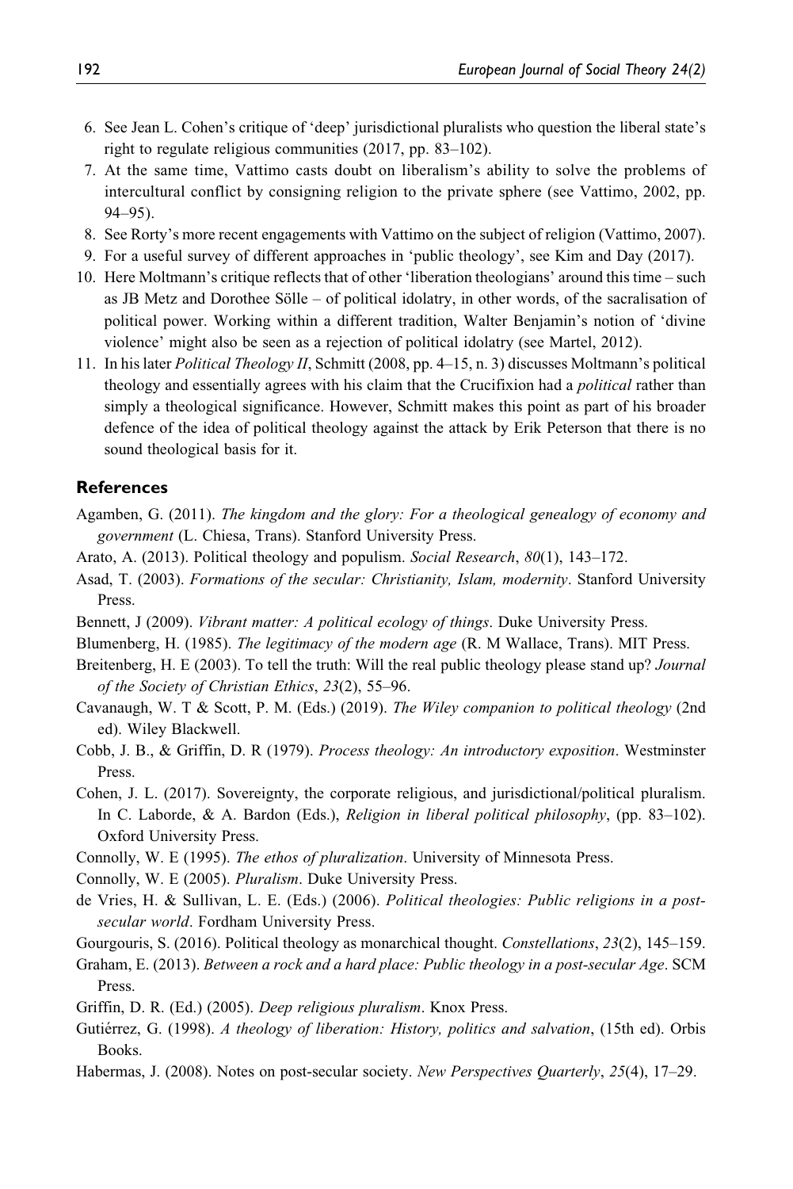6. See Jean L. Cohen's critique of 'deep' jurisdictional pluralists who question the liberal state's right to regulate religious communities (2017, pp. 83–102).
7. At the same time, Vattimo casts doubt on liberalism's ability to solve the problems of intercultural conflict by consigning religion to the private sphere (see Vattimo, 2002, pp. 94–95).
8. See Rorty's more recent engagements with Vattimo on the subject of religion (Vattimo, 2007).
9. For a useful survey of different approaches in 'public theology', see Kim and Day (2017).
10. Here Moltmann's critique reflects that of other 'liberation theologians' around this time – such as JB Metz and Dorothee Sölle – of political idolatry, in other words, of the sacralisation of political power. Working within a different tradition, Walter Benjamin's notion of 'divine violence' might also be seen as a rejection of political idolatry (see Martel, 2012).
11. In his later *Political Theology II*, Schmitt (2008, pp. 4–15, n. 3) discusses Moltmann's political theology and essentially agrees with his claim that the Crucifixion had a *political* rather than simply a theological significance. However, Schmitt makes this point as part of his broader defence of the idea of political theology against the attack by Erik Peterson that there is no sound theological basis for it.

## References

Agamben, G. (2011). *The kingdom and the glory: For a theological genealogy of economy and government* (L. Chiesa, Trans). Stanford University Press.

Arato, A. (2013). Political theology and populism. *Social Research*, *80*(1), 143–172.

Asad, T. (2003). *Formations of the secular: Christianity, Islam, modernity*. Stanford University Press.

Bennett, J (2009). *Vibrant matter: A political ecology of things*. Duke University Press.

Blumenberg, H. (1985). *The legitimacy of the modern age* (R. M Wallace, Trans). MIT Press.

Breitenberg, H. E (2003). To tell the truth: Will the real public theology please stand up? *Journal of the Society of Christian Ethics*, *23*(2), 55–96.

Cavanaugh, W. T & Scott, P. M. (Eds.) (2019). *The Wiley companion to political theology* (2nd ed). Wiley Blackwell.

Cobb, J. B., & Griffin, D. R (1979). *Process theology: An introductory exposition*. Westminster Press.

Cohen, J. L. (2017). Sovereignty, the corporate religious, and jurisdictional/political pluralism. In C. Laborde, & A. Bardon (Eds.), *Religion in liberal political philosophy*, (pp. 83–102). Oxford University Press.

Connolly, W. E (1995). *The ethos of pluralization*. University of Minnesota Press.

Connolly, W. E (2005). *Pluralism*. Duke University Press.

de Vries, H. & Sullivan, L. E. (Eds.) (2006). *Political theologies: Public religions in a post-secular world*. Fordham University Press.

Gourgouris, S. (2016). Political theology as monarchical thought. *Constellations*, *23*(2), 145–159.

Graham, E. (2013). *Between a rock and a hard place: Public theology in a post-secular Age*. SCM Press.

Griffin, D. R. (Ed.) (2005). *Deep religious pluralism*. Knox Press.

Gutiérrez, G. (1998). *A theology of liberation: History, politics and salvation*, (15th ed). Orbis Books.

Habermas, J. (2008). Notes on post-secular society. *New Perspectives Quarterly*, *25*(4), 17–29.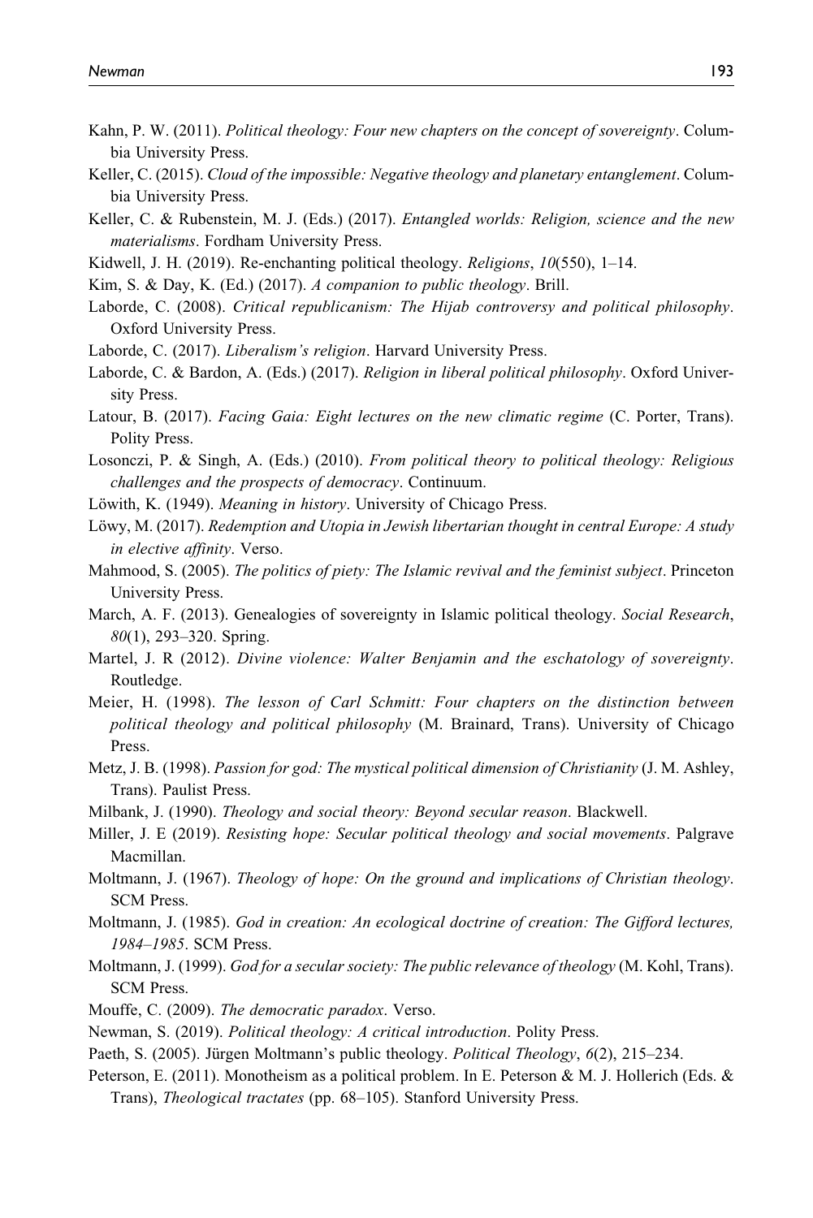Kahn, P. W. (2011). *Political theology: Four new chapters on the concept of sovereignty*. Columbia University Press.

Keller, C. (2015). *Cloud of the impossible: Negative theology and planetary entanglement*. Columbia University Press.

Keller, C. & Rubenstein, M. J. (Eds.) (2017). *Entangled worlds: Religion, science and the new materialisms*. Fordham University Press.

Kidwell, J. H. (2019). Re-enchanting political theology. *Religions*, *10*(550), 1–14.

Kim, S. & Day, K. (Ed.) (2017). *A companion to public theology*. Brill.

Laborde, C. (2008). *Critical republicanism: The Hijab controversy and political philosophy*. Oxford University Press.

Laborde, C. (2017). *Liberalism's religion*. Harvard University Press.

Laborde, C. & Bardon, A. (Eds.) (2017). *Religion in liberal political philosophy*. Oxford University Press.

Latour, B. (2017). *Facing Gaia: Eight lectures on the new climatic regime* (C. Porter, Trans). Polity Press.

Losonczi, P. & Singh, A. (Eds.) (2010). *From political theory to political theology: Religious challenges and the prospects of democracy*. Continuum.

Löwith, K. (1949). *Meaning in history*. University of Chicago Press.

Löwy, M. (2017). *Redemption and Utopia in Jewish libertarian thought in central Europe: A study in elective affinity*. Verso.

Mahmood, S. (2005). *The politics of piety: The Islamic revival and the feminist subject*. Princeton University Press.

March, A. F. (2013). Genealogies of sovereignty in Islamic political theology. *Social Research*, *80*(1), 293–320. Spring.

Martel, J. R (2012). *Divine violence: Walter Benjamin and the eschatology of sovereignty*. Routledge.

Meier, H. (1998). *The lesson of Carl Schmitt: Four chapters on the distinction between political theology and political philosophy* (M. Brainard, Trans). University of Chicago Press.

Metz, J. B. (1998). *Passion for god: The mystical political dimension of Christianity* (J. M. Ashley, Trans). Paulist Press.

Milbank, J. (1990). *Theology and social theory: Beyond secular reason*. Blackwell.

Miller, J. E (2019). *Resisting hope: Secular political theology and social movements*. Palgrave Macmillan.

Moltmann, J. (1967). *Theology of hope: On the ground and implications of Christian theology*. SCM Press.

Moltmann, J. (1985). *God in creation: An ecological doctrine of creation: The Gifford lectures, 1984–1985*. SCM Press.

Moltmann, J. (1999). *God for a secular society: The public relevance of theology* (M. Kohl, Trans). SCM Press.

Mouffe, C. (2009). *The democratic paradox*. Verso.

Newman, S. (2019). *Political theology: A critical introduction*. Polity Press.

Paeth, S. (2005). Jürgen Moltmann's public theology. *Political Theology*, *6*(2), 215–234.

Peterson, E. (2011). Monotheism as a political problem. In E. Peterson & M. J. Hollerich (Eds. & Trans), *Theological tractates* (pp. 68–105). Stanford University Press.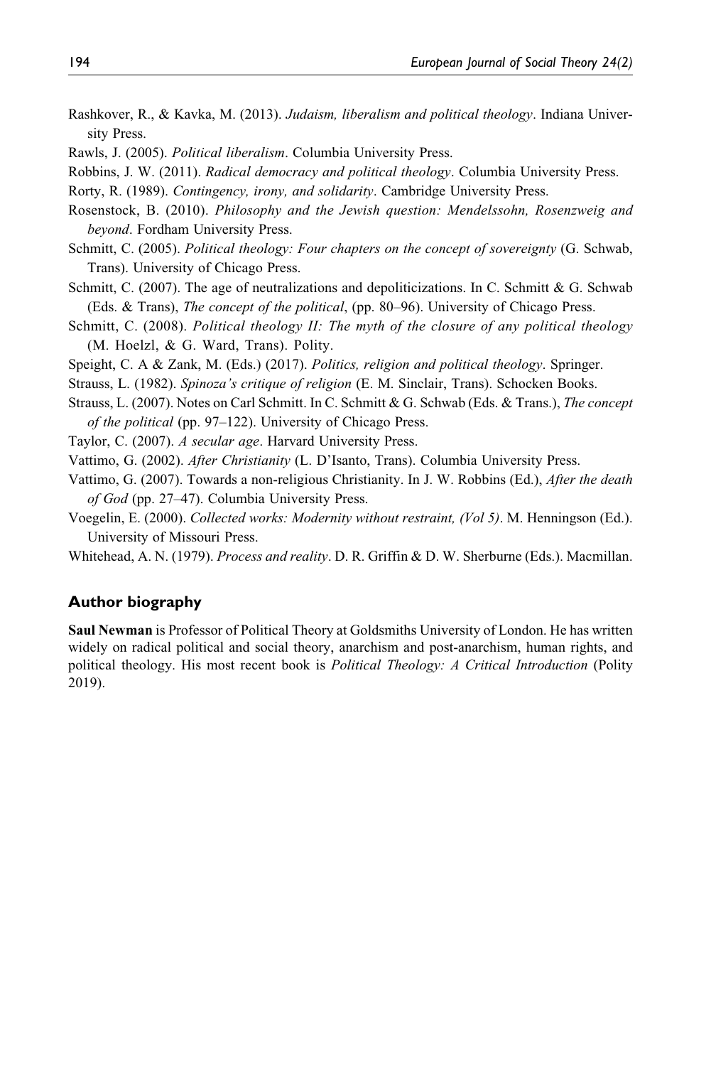Rashkover, R., & Kavka, M. (2013). *Judaism, liberalism and political theology*. Indiana University Press.

Rawls, J. (2005). *Political liberalism*. Columbia University Press.

Robbins, J. W. (2011). *Radical democracy and political theology*. Columbia University Press.

Rorty, R. (1989). *Contingency, irony, and solidarity*. Cambridge University Press.

Rosenstock, B. (2010). *Philosophy and the Jewish question: Mendelssohn, Rosenzweig and beyond*. Fordham University Press.

Schmitt, C. (2005). *Political theology: Four chapters on the concept of sovereignty* (G. Schwab, Trans). University of Chicago Press.

Schmitt, C. (2007). The age of neutralizations and depoliticizations. In C. Schmitt & G. Schwab (Eds. & Trans), *The concept of the political*, (pp. 80–96). University of Chicago Press.

Schmitt, C. (2008). *Political theology II: The myth of the closure of any political theology* (M. Hoelzl, & G. Ward, Trans). Polity.

Speight, C. A & Zank, M. (Eds.) (2017). *Politics, religion and political theology*. Springer.

Strauss, L. (1982). *Spinoza's critique of religion* (E. M. Sinclair, Trans). Schocken Books.

Strauss, L. (2007). Notes on Carl Schmitt. In C. Schmitt & G. Schwab (Eds. & Trans.), *The concept of the political* (pp. 97–122). University of Chicago Press.

Taylor, C. (2007). *A secular age*. Harvard University Press.

Vattimo, G. (2002). *After Christianity* (L. D'Isanto, Trans). Columbia University Press.

Vattimo, G. (2007). Towards a non-religious Christianity. In J. W. Robbins (Ed.), *After the death of God* (pp. 27–47). Columbia University Press.

Voegelin, E. (2000). *Collected works: Modernity without restraint, (Vol 5)*. M. Henningson (Ed.). University of Missouri Press.

Whitehead, A. N. (1979). *Process and reality*. D. R. Griffin & D. W. Sherburne (Eds.). Macmillan.

## Author biography

**Saul Newman** is Professor of Political Theory at Goldsmiths University of London. He has written widely on radical political and social theory, anarchism and post-anarchism, human rights, and political theology. His most recent book is *Political Theology: A Critical Introduction* (Polity 2019).